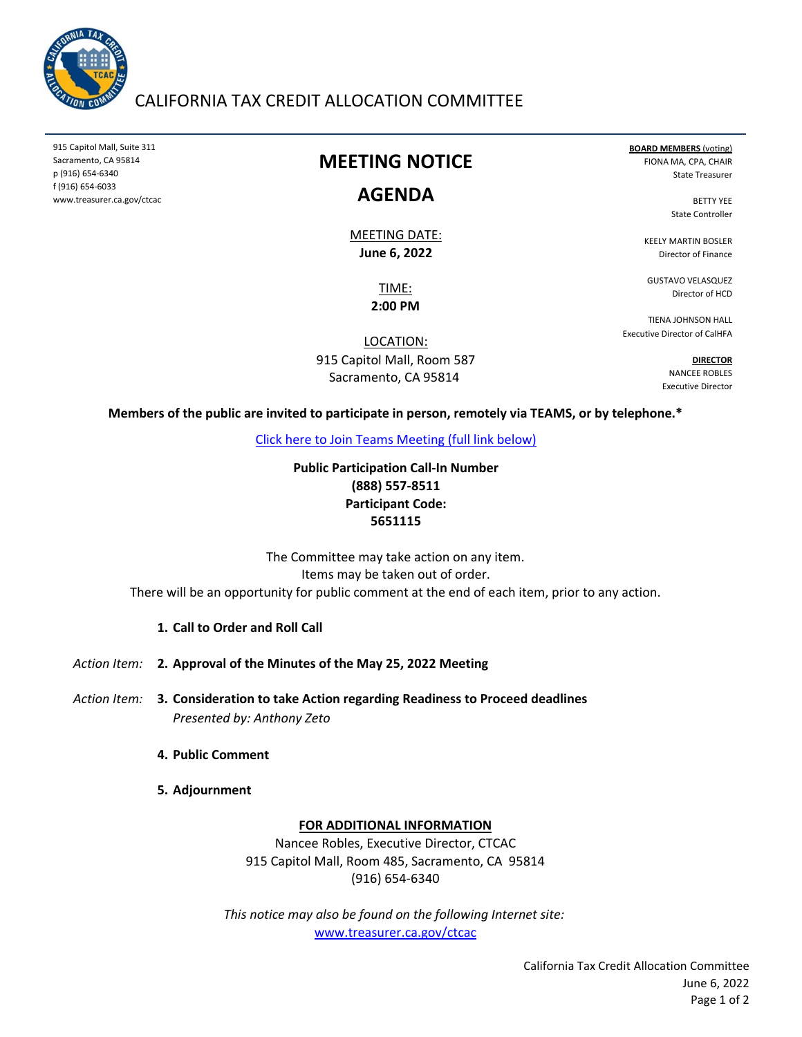# CALIFORNIA TAX CREDIT ALLOCATION COMMITTEE

915 Capitol Mall, Suite 311
Sacramento, CA 95814
p (916) 654-6340
f (916) 654-6033
www.treasurer.ca.gov/ctcac

**BOARD MEMBERS** (voting)
FIONA MA, CPA, CHAIR
State Treasurer

BETTY YEE
State Controller

KEELY MARTIN BOSLER
Director of Finance

GUSTAVO VELASQUEZ
Director of HCD

TIENA JOHNSON HALL
Executive Director of CalHFA

**DIRECTOR**
NANCEE ROBLES
Executive Director

## MEETING NOTICE

## AGENDA

MEETING DATE:
**June 6, 2022**

TIME:
**2:00 PM**

LOCATION:
915 Capitol Mall, Room 587
Sacramento, CA 95814

**Members of the public are invited to participate in person, remotely via TEAMS, or by telephone.***

Click here to Join Teams Meeting (full link below)

**Public Participation Call-In Number**
**(888) 557-8511**
**Participant Code:**
**5651115**

The Committee may take action on any item.
Items may be taken out of order.
There will be an opportunity for public comment at the end of each item, prior to any action.

**1. Call to Order and Roll Call**

*Action Item:* **2. Approval of the Minutes of the May 25, 2022 Meeting**

*Action Item:* **3. Consideration to take Action regarding Readiness to Proceed deadlines**
*Presented by: Anthony Zeto*

**4. Public Comment**

**5. Adjournment**

**FOR ADDITIONAL INFORMATION**

Nancee Robles, Executive Director, CTCAC
915 Capitol Mall, Room 485, Sacramento, CA 95814
(916) 654-6340

*This notice may also be found on the following Internet site:*
www.treasurer.ca.gov/ctcac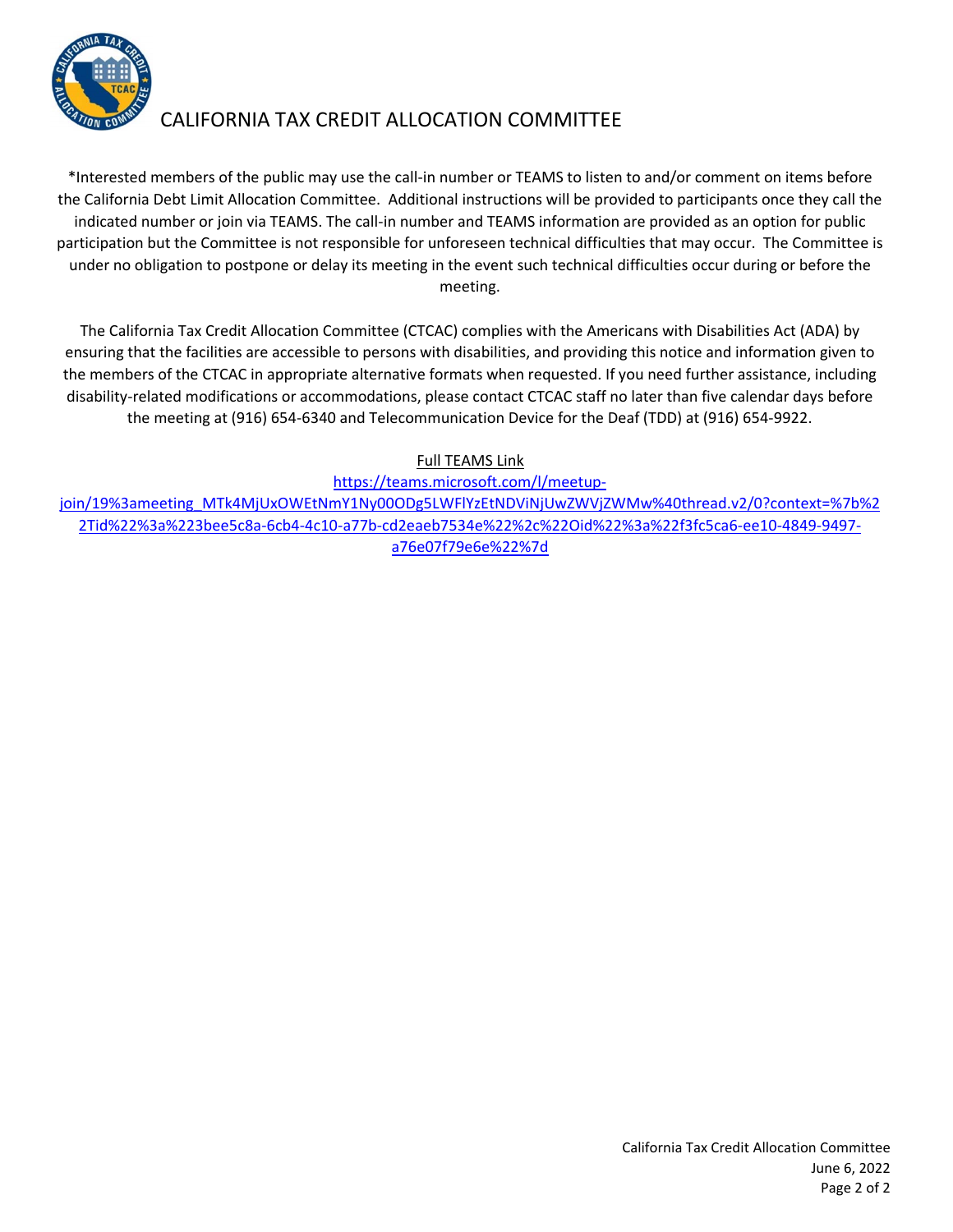CALIFORNIA TAX CREDIT ALLOCATION COMMITTEE

*Interested members of the public may use the call-in number or TEAMS to listen to and/or comment on items before the California Debt Limit Allocation Committee. Additional instructions will be provided to participants once they call the indicated number or join via TEAMS. The call-in number and TEAMS information are provided as an option for public participation but the Committee is not responsible for unforeseen technical difficulties that may occur. The Committee is under no obligation to postpone or delay its meeting in the event such technical difficulties occur during or before the meeting.

The California Tax Credit Allocation Committee (CTCAC) complies with the Americans with Disabilities Act (ADA) by ensuring that the facilities are accessible to persons with disabilities, and providing this notice and information given to the members of the CTCAC in appropriate alternative formats when requested. If you need further assistance, including disability-related modifications or accommodations, please contact CTCAC staff no later than five calendar days before the meeting at (916) 654-6340 and Telecommunication Device for the Deaf (TDD) at (916) 654-9922.

Full TEAMS Link

https://teams.microsoft.com/l/meetup-join/19%3ameeting_MTk4MjUxOWEtNmY1Ny00ODg5LWFlYzEtNDViNjUwZWVjZWMw%40thread.v2/0?context=%7b%22Tid%22%3a%223bee5c8a-6cb4-4c10-a77b-cd2eaeb7534e%22%2c%22Oid%22%3a%22f3fc5ca6-ee10-4849-9497-a76e07f79e6e%22%7d